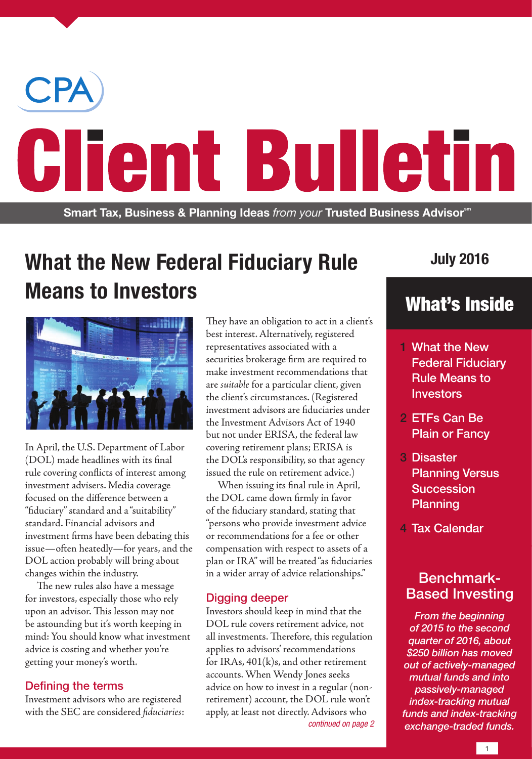# CPA Client Bulletin

**Smart Tax, Business & Planning Ideas** *from your* **Trusted Business Advisor℠**

July 2016

## What the New Federal Fiduciary Rule Means to Investors

In April, the U.S. Department of Labor (DOL) made headlines with its final rule covering conflicts of interest among investment advisers. Media coverage focused on the difference between a "fiduciary" standard and a "suitability" standard. Financial advisors and investment firms have been debating this issue—often heatedly—for years, and the DOL action probably will bring about changes within the industry.

The new rules also have a message for investors, especially those who rely upon an advisor. This lesson may not be astounding but it's worth keeping in mind: You should know what investment advice is costing and whether you're getting your money's worth.

### Defining the terms

Investment advisors who are registered with the SEC are considered *fiduciaries*: They have an obligation to act in a client's best interest. Alternatively, registered representatives associated with a securities brokerage firm are required to make investment recommendations that are *suitable* for a particular client, given the client's circumstances. (Registered investment advisors are fiduciaries under the Investment Advisors Act of 1940 but not under ERISA, the federal law covering retirement plans; ERISA is the DOL's responsibility, so that agency issued the rule on retirement advice.)

When issuing its final rule in April, the DOL came down firmly in favor of the fiduciary standard, stating that "persons who provide investment advice or recommendations for a fee or other compensation with respect to assets of a plan or IRA" will be treated "as fiduciaries in a wider array of advice relationships."

### Digging deeper

Investors should keep in mind that the DOL rule covers retirement advice, not all investments. Therefore, this regulation applies to advisors' recommendations for IRAs, 401(k)s, and other retirement accounts. When Wendy Jones seeks advice on how to invest in a regular (non-retirement) account, the DOL rule won't apply, at least not directly. Advisors who

*continued on page 2*

## What's Inside

1. What the New Federal Fiduciary Rule Means to Investors
2. ETFs Can Be Plain or Fancy
3. Disaster Planning Versus Succession Planning
4. Tax Calendar

## Benchmark-Based Investing

*From the beginning of 2015 to the second quarter of 2016, about $250 billion has moved out of actively-managed mutual funds and into passively-managed index-tracking mutual funds and index-tracking exchange-traded funds.*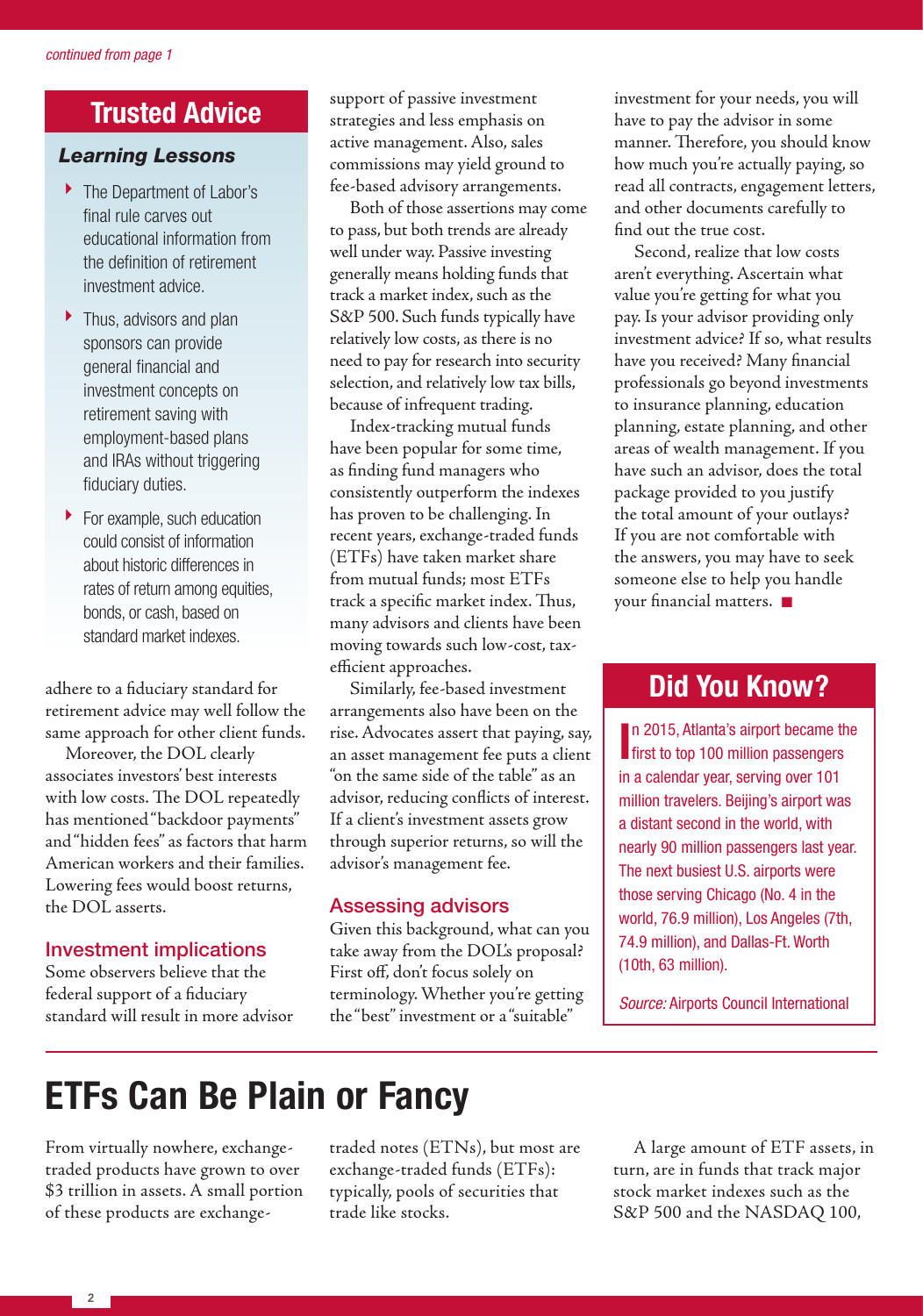*continued from page 1*

## Trusted Advice

### *Learning Lessons*

- The Department of Labor's final rule carves out educational information from the definition of retirement investment advice.
- Thus, advisors and plan sponsors can provide general financial and investment concepts on retirement saving with employment-based plans and IRAs without triggering fiduciary duties.
- For example, such education could consist of information about historic differences in rates of return among equities, bonds, or cash, based on standard market indexes.

adhere to a fiduciary standard for retirement advice may well follow the same approach for other client funds.

Moreover, the DOL clearly associates investors' best interests with low costs. The DOL repeatedly has mentioned "backdoor payments" and "hidden fees" as factors that harm American workers and their families. Lowering fees would boost returns, the DOL asserts.

### Investment implications

Some observers believe that the federal support of a fiduciary standard will result in more advisor support of passive investment strategies and less emphasis on active management. Also, sales commissions may yield ground to fee-based advisory arrangements.

Both of those assertions may come to pass, but both trends are already well under way. Passive investing generally means holding funds that track a market index, such as the S&P 500. Such funds typically have relatively low costs, as there is no need to pay for research into security selection, and relatively low tax bills, because of infrequent trading.

Index-tracking mutual funds have been popular for some time, as finding fund managers who consistently outperform the indexes has proven to be challenging. In recent years, exchange-traded funds (ETFs) have taken market share from mutual funds; most ETFs track a specific market index. Thus, many advisors and clients have been moving towards such low-cost, tax-efficient approaches.

Similarly, fee-based investment arrangements also have been on the rise. Advocates assert that paying, say, an asset management fee puts a client "on the same side of the table" as an advisor, reducing conflicts of interest. If a client's investment assets grow through superior returns, so will the advisor's management fee.

### Assessing advisors

Given this background, what can you take away from the DOL's proposal? First off, don't focus solely on terminology. Whether you're getting the "best" investment or a "suitable" investment for your needs, you will have to pay the advisor in some manner. Therefore, you should know how much you're actually paying, so read all contracts, engagement letters, and other documents carefully to find out the true cost.

Second, realize that low costs aren't everything. Ascertain what value you're getting for what you pay. Is your advisor providing only investment advice? If so, what results have you received? Many financial professionals go beyond investments to insurance planning, education planning, estate planning, and other areas of wealth management. If you have such an advisor, does the total package provided to you justify the total amount of your outlays? If you are not comfortable with the answers, you may have to seek someone else to help you handle your financial matters. ■

## Did You Know?

In 2015, Atlanta's airport became the first to top 100 million passengers in a calendar year, serving over 101 million travelers. Beijing's airport was a distant second in the world, with nearly 90 million passengers last year. The next busiest U.S. airports were those serving Chicago (No. 4 in the world, 76.9 million), Los Angeles (7th, 74.9 million), and Dallas-Ft. Worth (10th, 63 million).

*Source:* Airports Council International

# ETFs Can Be Plain or Fancy

From virtually nowhere, exchange-traded products have grown to over $3 trillion in assets. A small portion of these products are exchange-traded notes (ETNs), but most are exchange-traded funds (ETFs): typically, pools of securities that trade like stocks.

A large amount of ETF assets, in turn, are in funds that track major stock market indexes such as the S&P 500 and the NASDAQ 100,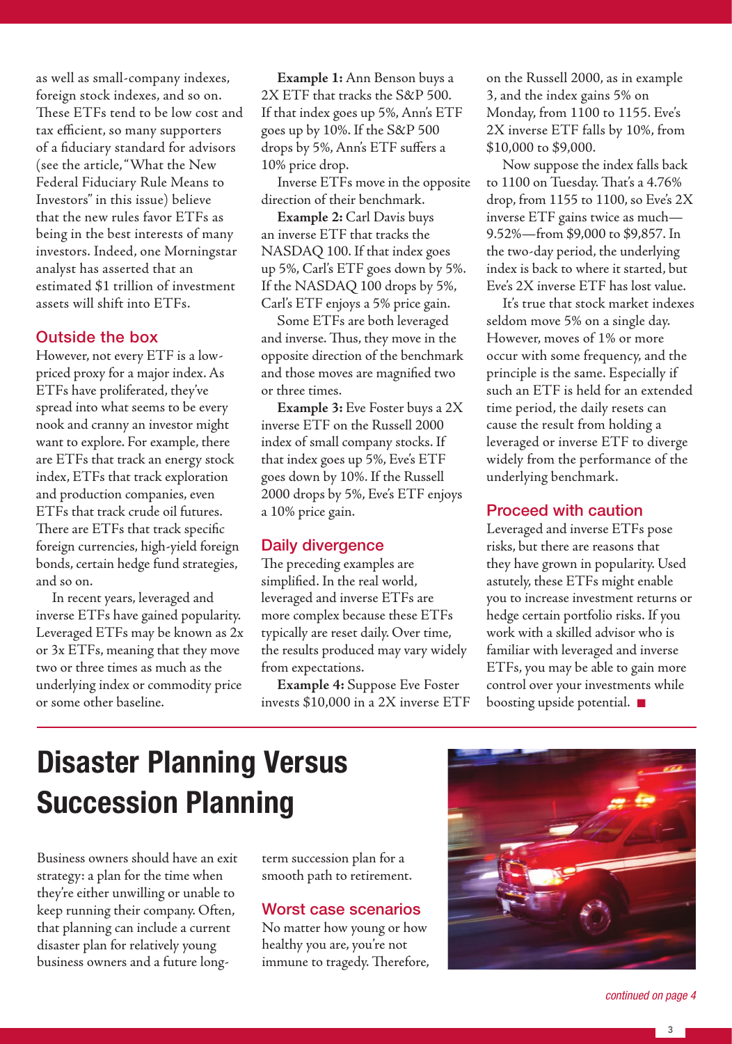as well as small-company indexes, foreign stock indexes, and so on. These ETFs tend to be low cost and tax efficient, so many supporters of a fiduciary standard for advisors (see the article, "What the New Federal Fiduciary Rule Means to Investors" in this issue) believe that the new rules favor ETFs as being in the best interests of many investors. Indeed, one Morningstar analyst has asserted that an estimated $1 trillion of investment assets will shift into ETFs.

### Outside the box

However, not every ETF is a low-priced proxy for a major index. As ETFs have proliferated, they've spread into what seems to be every nook and cranny an investor might want to explore. For example, there are ETFs that track an energy stock index, ETFs that track exploration and production companies, even ETFs that track crude oil futures. There are ETFs that track specific foreign currencies, high-yield foreign bonds, certain hedge fund strategies, and so on.

In recent years, leveraged and inverse ETFs have gained popularity. Leveraged ETFs may be known as 2x or 3x ETFs, meaning that they move two or three times as much as the underlying index or commodity price or some other baseline.

**Example 1:** Ann Benson buys a 2X ETF that tracks the S&P 500. If that index goes up 5%, Ann's ETF goes up by 10%. If the S&P 500 drops by 5%, Ann's ETF suffers a 10% price drop.

Inverse ETFs move in the opposite direction of their benchmark.

**Example 2:** Carl Davis buys an inverse ETF that tracks the NASDAQ 100. If that index goes up 5%, Carl's ETF goes down by 5%. If the NASDAQ 100 drops by 5%, Carl's ETF enjoys a 5% price gain.

Some ETFs are both leveraged and inverse. Thus, they move in the opposite direction of the benchmark and those moves are magnified two or three times.

**Example 3:** Eve Foster buys a 2X inverse ETF on the Russell 2000 index of small company stocks. If that index goes up 5%, Eve's ETF goes down by 10%. If the Russell 2000 drops by 5%, Eve's ETF enjoys a 10% price gain.

### Daily divergence

The preceding examples are simplified. In the real world, leveraged and inverse ETFs are more complex because these ETFs typically are reset daily. Over time, the results produced may vary widely from expectations.

**Example 4:** Suppose Eve Foster invests $10,000 in a 2X inverse ETF on the Russell 2000, as in example 3, and the index gains 5% on Monday, from 1100 to 1155. Eve's 2X inverse ETF falls by 10%, from $10,000 to $9,000.

Now suppose the index falls back to 1100 on Tuesday. That's a 4.76% drop, from 1155 to 1100, so Eve's 2X inverse ETF gains twice as much—9.52%—from $9,000 to $9,857. In the two-day period, the underlying index is back to where it started, but Eve's 2X inverse ETF has lost value.

It's true that stock market indexes seldom move 5% on a single day. However, moves of 1% or more occur with some frequency, and the principle is the same. Especially if such an ETF is held for an extended time period, the daily resets can cause the result from holding a leveraged or inverse ETF to diverge widely from the performance of the underlying benchmark.

### Proceed with caution

Leveraged and inverse ETFs pose risks, but there are reasons that they have grown in popularity. Used astutely, these ETFs might enable you to increase investment returns or hedge certain portfolio risks. If you work with a skilled advisor who is familiar with leveraged and inverse ETFs, you may be able to gain more control over your investments while boosting upside potential. ■

# Disaster Planning Versus Succession Planning

Business owners should have an exit strategy: a plan for the time when they're either unwilling or unable to keep running their company. Often, that planning can include a current disaster plan for relatively young business owners and a future long-term succession plan for a smooth path to retirement.

### Worst case scenarios

No matter how young or how healthy you are, you're not immune to tragedy. Therefore,

*continued on page 4*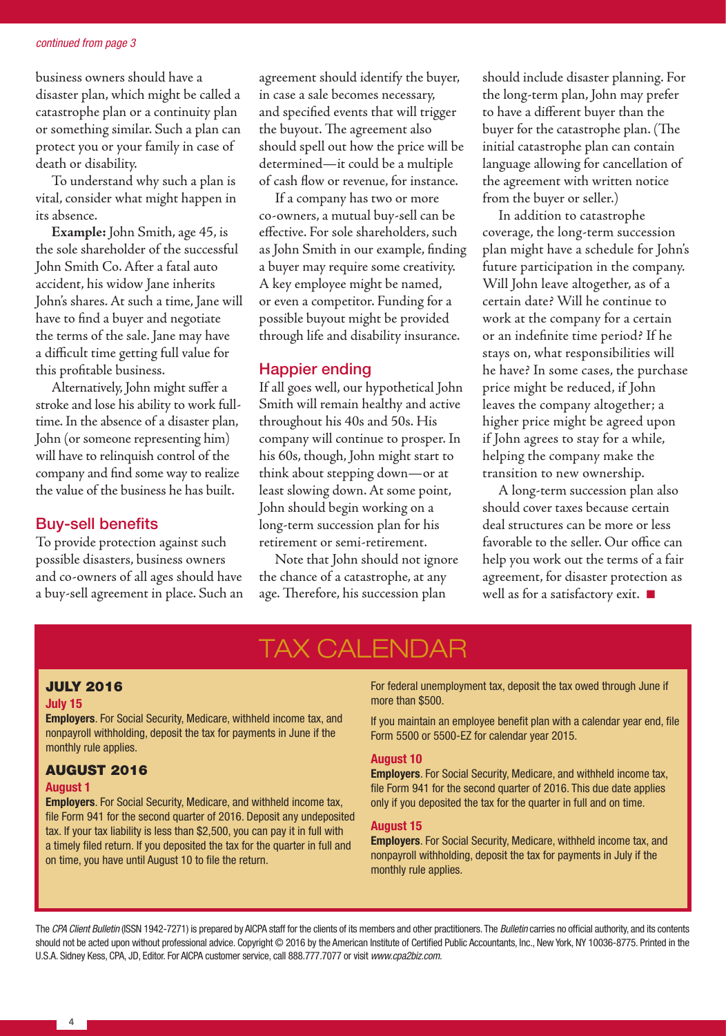*continued from page 3*

business owners should have a disaster plan, which might be called a catastrophe plan or a continuity plan or something similar. Such a plan can protect you or your family in case of death or disability.

To understand why such a plan is vital, consider what might happen in its absence.

**Example:** John Smith, age 45, is the sole shareholder of the successful John Smith Co. After a fatal auto accident, his widow Jane inherits John's shares. At such a time, Jane will have to find a buyer and negotiate the terms of the sale. Jane may have a difficult time getting full value for this profitable business.

Alternatively, John might suffer a stroke and lose his ability to work full-time. In the absence of a disaster plan, John (or someone representing him) will have to relinquish control of the company and find some way to realize the value of the business he has built.

## Buy-sell benefits

To provide protection against such possible disasters, business owners and co-owners of all ages should have a buy-sell agreement in place. Such an agreement should identify the buyer, in case a sale becomes necessary, and specified events that will trigger the buyout. The agreement also should spell out how the price will be determined—it could be a multiple of cash flow or revenue, for instance.

If a company has two or more co-owners, a mutual buy-sell can be effective. For sole shareholders, such as John Smith in our example, finding a buyer may require some creativity. A key employee might be named, or even a competitor. Funding for a possible buyout might be provided through life and disability insurance.

## Happier ending

If all goes well, our hypothetical John Smith will remain healthy and active throughout his 40s and 50s. His company will continue to prosper. In his 60s, though, John might start to think about stepping down—or at least slowing down. At some point, John should begin working on a long-term succession plan for his retirement or semi-retirement.

Note that John should not ignore the chance of a catastrophe, at any age. Therefore, his succession plan should include disaster planning. For the long-term plan, John may prefer to have a different buyer than the buyer for the catastrophe plan. (The initial catastrophe plan can contain language allowing for cancellation of the agreement with written notice from the buyer or seller.)

In addition to catastrophe coverage, the long-term succession plan might have a schedule for John's future participation in the company. Will John leave altogether, as of a certain date? Will he continue to work at the company for a certain or an indefinite time period? If he stays on, what responsibilities will he have? In some cases, the purchase price might be reduced, if John leaves the company altogether; a higher price might be agreed upon if John agrees to stay for a while, helping the company make the transition to new ownership.

A long-term succession plan also should cover taxes because certain deal structures can be more or less favorable to the seller. Our office can help you work out the terms of a fair agreement, for disaster protection as well as for a satisfactory exit. ■

# TAX CALENDAR

## JULY 2016

### July 15

**Employers**. For Social Security, Medicare, withheld income tax, and nonpayroll withholding, deposit the tax for payments in June if the monthly rule applies.

## AUGUST 2016

### August 1

**Employers**. For Social Security, Medicare, and withheld income tax, file Form 941 for the second quarter of 2016. Deposit any undeposited tax. If your tax liability is less than $2,500, you can pay it in full with a timely filed return. If you deposited the tax for the quarter in full and on time, you have until August 10 to file the return.

For federal unemployment tax, deposit the tax owed through June if more than $500.

If you maintain an employee benefit plan with a calendar year end, file Form 5500 or 5500-EZ for calendar year 2015.

### August 10

**Employers**. For Social Security, Medicare, and withheld income tax, file Form 941 for the second quarter of 2016. This due date applies only if you deposited the tax for the quarter in full and on time.

### August 15

**Employers**. For Social Security, Medicare, withheld income tax, and nonpayroll withholding, deposit the tax for payments in July if the monthly rule applies.

The *CPA Client Bulletin* (ISSN 1942-7271) is prepared by AICPA staff for the clients of its members and other practitioners. The *Bulletin* carries no official authority, and its contents should not be acted upon without professional advice. Copyright © 2016 by the American Institute of Certified Public Accountants, Inc., New York, NY 10036-8775. Printed in the U.S.A. Sidney Kess, CPA, JD, Editor. For AICPA customer service, call 888.777.7077 or visit *www.cpa2biz.com*.